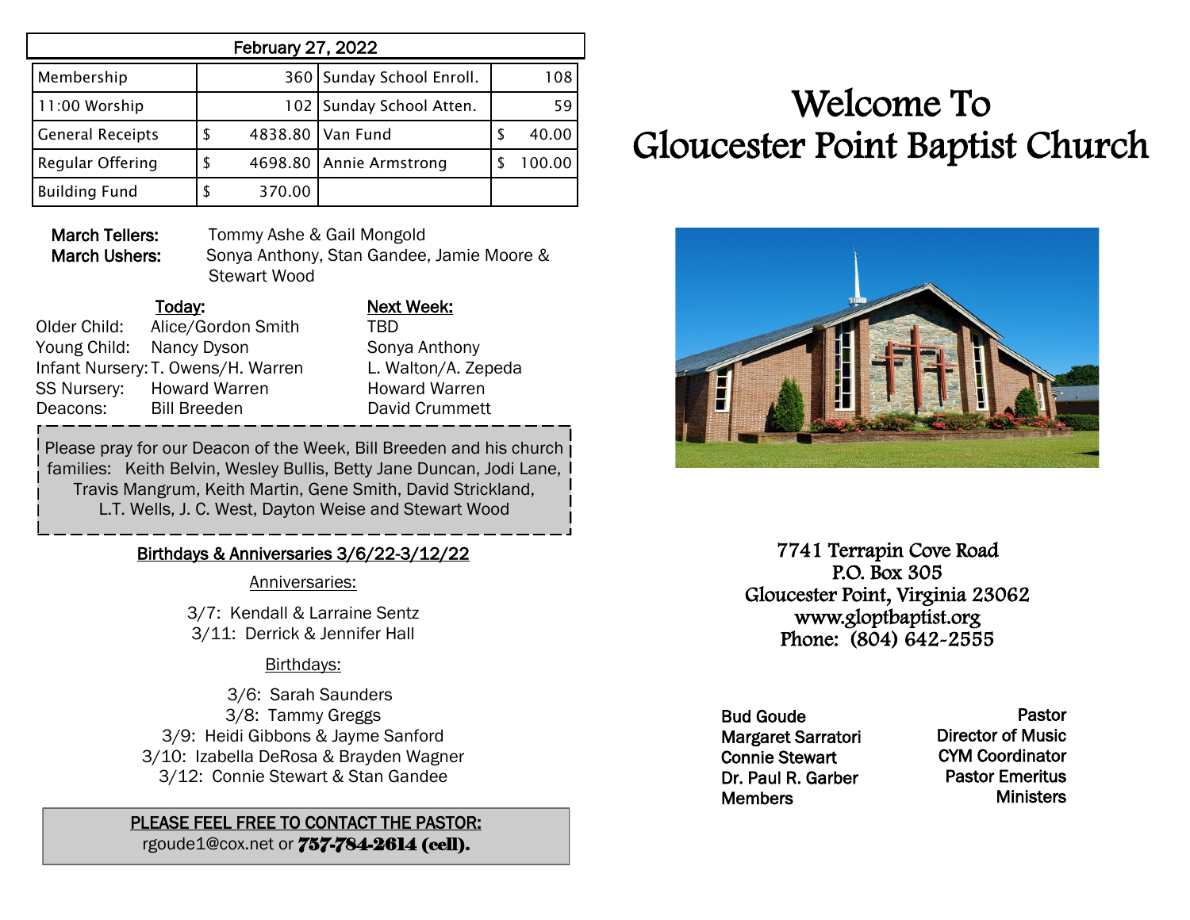| February 27, 2022 | | | |
|---|---|---|---|
| Membership | 360 | Sunday School Enroll. | 108 |
| 11:00 Worship | 102 | Sunday School Atten. | 59 |
| General Receipts | $ 4838.80 | Van Fund | $ 40.00 |
| Regular Offering | $ 4698.80 | Annie Armstrong | $ 100.00 |
| Building Fund | $ 370.00 | | |

**March Tellers:** Tommy Ashe & Gail Mongold
**March Ushers:** Sonya Anthony, Stan Gandee, Jamie Moore & Stewart Wood

| | Today: | Next Week: |
|---|---|---|
| Older Child: | Alice/Gordon Smith | TBD |
| Young Child: | Nancy Dyson | Sonya Anthony |
| Infant Nursery: | T. Owens/H. Warren | L. Walton/A. Zepeda |
| SS Nursery: | Howard Warren | Howard Warren |
| Deacons: | Bill Breeden | David Crummett |

Please pray for our Deacon of the Week, Bill Breeden and his church families: Keith Belvin, Wesley Bullis, Betty Jane Duncan, Jodi Lane, Travis Mangrum, Keith Martin, Gene Smith, David Strickland, L.T. Wells, J. C. West, Dayton Weise and Stewart Wood

## Birthdays & Anniversaries 3/6/22-3/12/22

Anniversaries:

3/7: Kendall & Larraine Sentz
3/11: Derrick & Jennifer Hall

Birthdays:

3/6: Sarah Saunders
3/8: Tammy Greggs
3/9: Heidi Gibbons & Jayme Sanford
3/10: Izabella DeRosa & Brayden Wagner
3/12: Connie Stewart & Stan Gandee

**PLEASE FEEL FREE TO CONTACT THE PASTOR:**
rgoude1@cox.net or **757-784-2614 (cell).**

# Welcome To Gloucester Point Baptist Church

7741 Terrapin Cove Road
P.O. Box 305
Gloucester Point, Virginia 23062
www.gloptbaptist.org
Phone: (804) 642-2555

| | |
|---|---|
| Bud Goude | Pastor |
| Margaret Sarratori | Director of Music |
| Connie Stewart | CYM Coordinator |
| Dr. Paul R. Garber | Pastor Emeritus |
| Members | Ministers |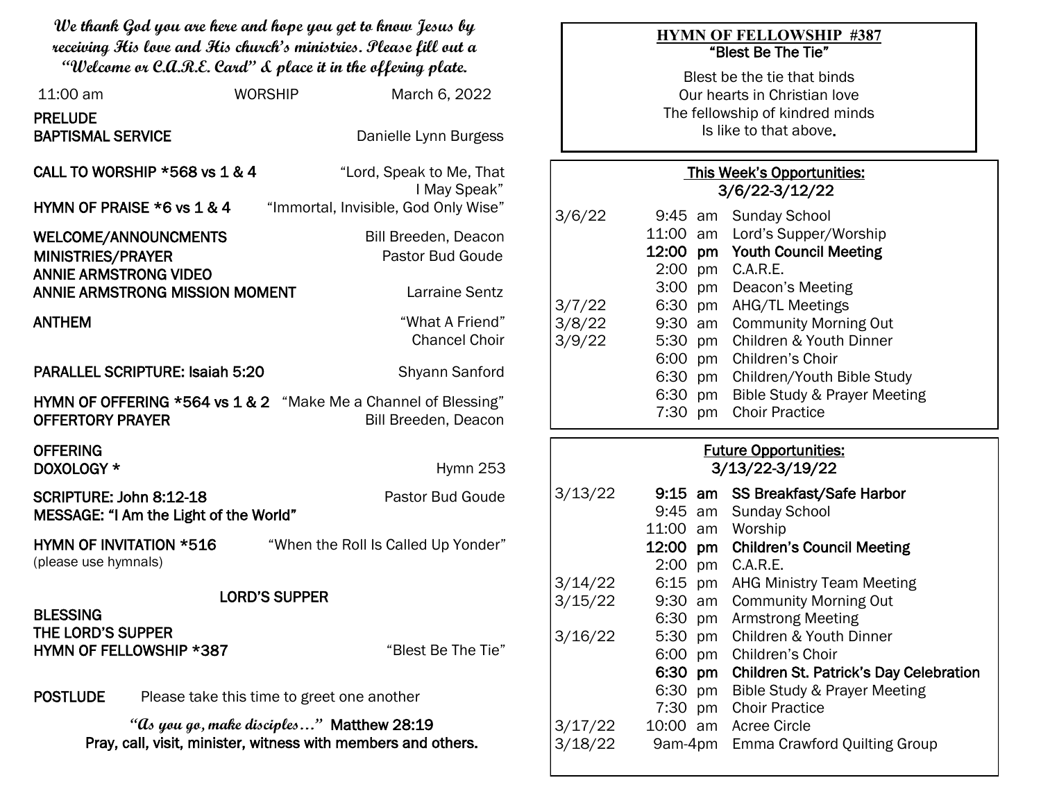***We thank God you are here and hope you get to know Jesus by receiving His love and His church's ministries. Please fill out a "Welcome or C.A.R.E. Card" & place it in the offering plate.***

11:00 am WORSHIP March 6, 2022

**PRELUDE**

**BAPTISMAL SERVICE** Danielle Lynn Burgess

**CALL TO WORSHIP *568 vs 1 & 4** "Lord, Speak to Me, That I May Speak"

**HYMN OF PRAISE *6 vs 1 & 4** "Immortal, Invisible, God Only Wise"

**WELCOME/ANNOUNCMENTS** Bill Breeden, Deacon

**MINISTRIES/PRAYER** Pastor Bud Goude

**ANNIE ARMSTRONG VIDEO**

**ANNIE ARMSTRONG MISSION MOMENT** Larraine Sentz

**ANTHEM** "What A Friend" Chancel Choir

**PARALLEL SCRIPTURE: Isaiah 5:20** Shyann Sanford

**HYMN OF OFFERING *564 vs 1 & 2** "Make Me a Channel of Blessing"

**OFFERTORY PRAYER** Bill Breeden, Deacon

**OFFERING**

**DOXOLOGY *** Hymn 253

**SCRIPTURE: John 8:12-18** Pastor Bud Goude

**MESSAGE: "I Am the Light of the World"**

**HYMN OF INVITATION *516** "When the Roll Is Called Up Yonder"
(please use hymnals)

**LORD'S SUPPER**

**BLESSING**

**THE LORD'S SUPPER**

**HYMN OF FELLOWSHIP *387** "Blest Be The Tie"

**POSTLUDE** Please take this time to greet one another

***"As you go, make disciples…"*** **Matthew 28:19**

**Pray, call, visit, minister, witness with members and others.**

---

**HYMN OF FELLOWSHIP #387**
**"Blest Be The Tie"**

Blest be the tie that binds
Our hearts in Christian love
The fellowship of kindred minds
Is like to that above.

---

**This Week's Opportunities:**
**3/6/22-3/12/22**

| | | |
|---|---|---|
| 3/6/22 | 9:45 am | Sunday School |
| | 11:00 am | Lord's Supper/Worship |
| | **12:00 pm** | **Youth Council Meeting** |
| | 2:00 pm | C.A.R.E. |
| | 3:00 pm | Deacon's Meeting |
| 3/7/22 | 6:30 pm | AHG/TL Meetings |
| 3/8/22 | 9:30 am | Community Morning Out |
| 3/9/22 | 5:30 pm | Children & Youth Dinner |
| | 6:00 pm | Children's Choir |
| | 6:30 pm | Children/Youth Bible Study |
| | 6:30 pm | Bible Study & Prayer Meeting |
| | 7:30 pm | Choir Practice |

**Future Opportunities:**
**3/13/22-3/19/22**

| | | |
|---|---|---|
| 3/13/22 | **9:15 am** | **SS Breakfast/Safe Harbor** |
| | 9:45 am | Sunday School |
| | 11:00 am | Worship |
| | **12:00 pm** | **Children's Council Meeting** |
| | 2:00 pm | C.A.R.E. |
| 3/14/22 | 6:15 pm | AHG Ministry Team Meeting |
| 3/15/22 | 9:30 am | Community Morning Out |
| | 6:30 pm | Armstrong Meeting |
| 3/16/22 | 5:30 pm | Children & Youth Dinner |
| | 6:00 pm | Children's Choir |
| | **6:30 pm** | **Children St. Patrick's Day Celebration** |
| | 6:30 pm | Bible Study & Prayer Meeting |
| | 7:30 pm | Choir Practice |
| 3/17/22 | 10:00 am | Acree Circle |
| 3/18/22 | 9am-4pm | Emma Crawford Quilting Group |